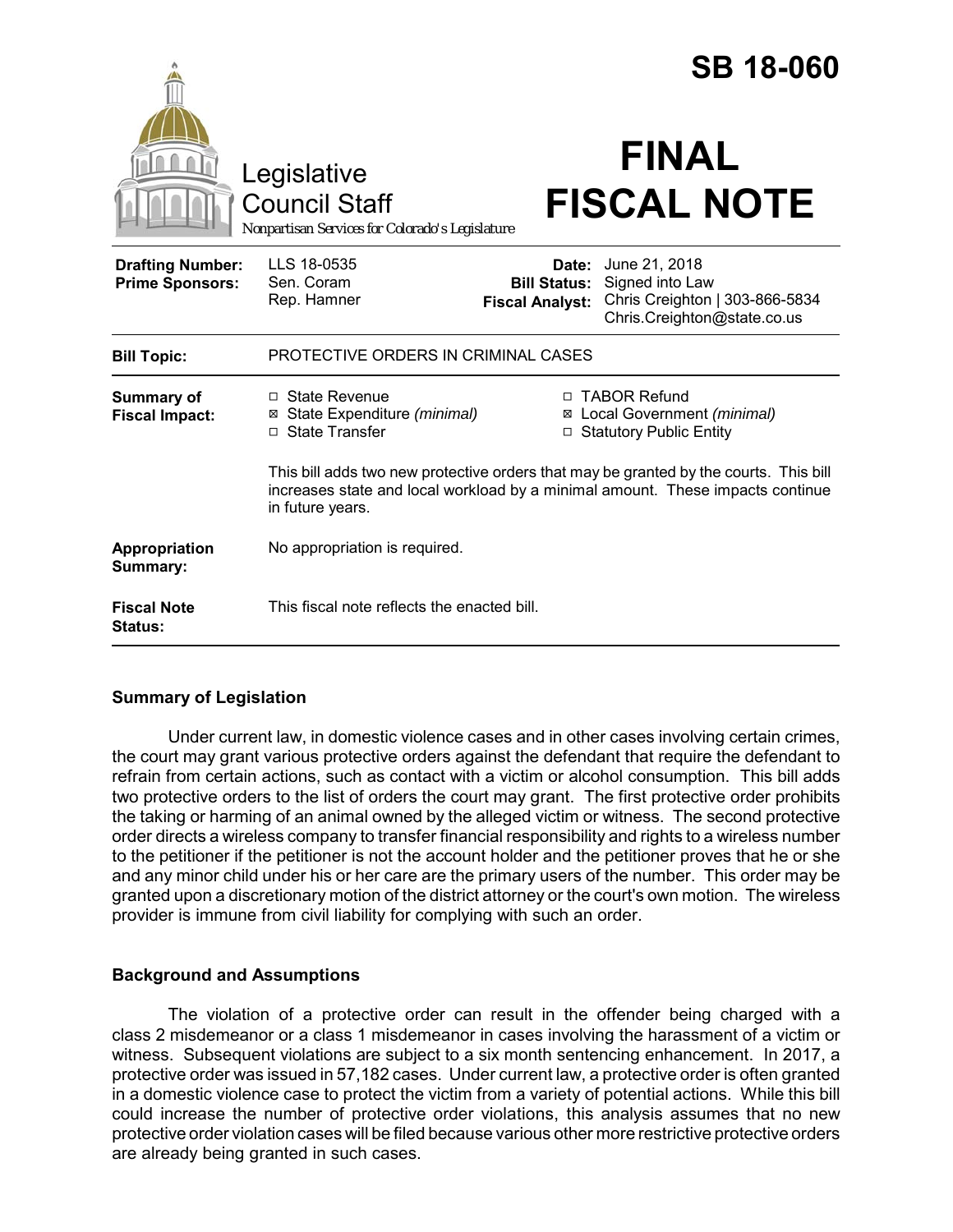# SB 18-060

Legislative Council Staff
*Nonpartisan Services for Colorado's Legislature*

# FINAL FISCAL NOTE

| | | | |
|---|---|---|---|
| **Drafting Number:** | LLS 18-0535 | **Date:** | June 21, 2018 |
| **Prime Sponsors:** | Sen. Coram<br>Rep. Hamner | **Bill Status:** | Signed into Law |
| | | **Fiscal Analyst:** | Chris Creighton \| 303-866-5834<br>Chris.Creighton@state.co.us |

| | |
|---|---|
| **Bill Topic:** | PROTECTIVE ORDERS IN CRIMINAL CASES |
| **Summary of Fiscal Impact:** | ☐ State Revenue<br>☒ State Expenditure *(minimal)*<br>☐ State Transfer<br>☐ TABOR Refund<br>☒ Local Government *(minimal)*<br>☐ Statutory Public Entity<br><br>This bill adds two new protective orders that may be granted by the courts. This bill increases state and local workload by a minimal amount. These impacts continue in future years. |
| **Appropriation Summary:** | No appropriation is required. |
| **Fiscal Note Status:** | This fiscal note reflects the enacted bill. |

## Summary of Legislation

Under current law, in domestic violence cases and in other cases involving certain crimes, the court may grant various protective orders against the defendant that require the defendant to refrain from certain actions, such as contact with a victim or alcohol consumption. This bill adds two protective orders to the list of orders the court may grant. The first protective order prohibits the taking or harming of an animal owned by the alleged victim or witness. The second protective order directs a wireless company to transfer financial responsibility and rights to a wireless number to the petitioner if the petitioner is not the account holder and the petitioner proves that he or she and any minor child under his or her care are the primary users of the number. This order may be granted upon a discretionary motion of the district attorney or the court's own motion. The wireless provider is immune from civil liability for complying with such an order.

## Background and Assumptions

The violation of a protective order can result in the offender being charged with a class 2 misdemeanor or a class 1 misdemeanor in cases involving the harassment of a victim or witness. Subsequent violations are subject to a six month sentencing enhancement. In 2017, a protective order was issued in 57,182 cases. Under current law, a protective order is often granted in a domestic violence case to protect the victim from a variety of potential actions. While this bill could increase the number of protective order violations, this analysis assumes that no new protective order violation cases will be filed because various other more restrictive protective orders are already being granted in such cases.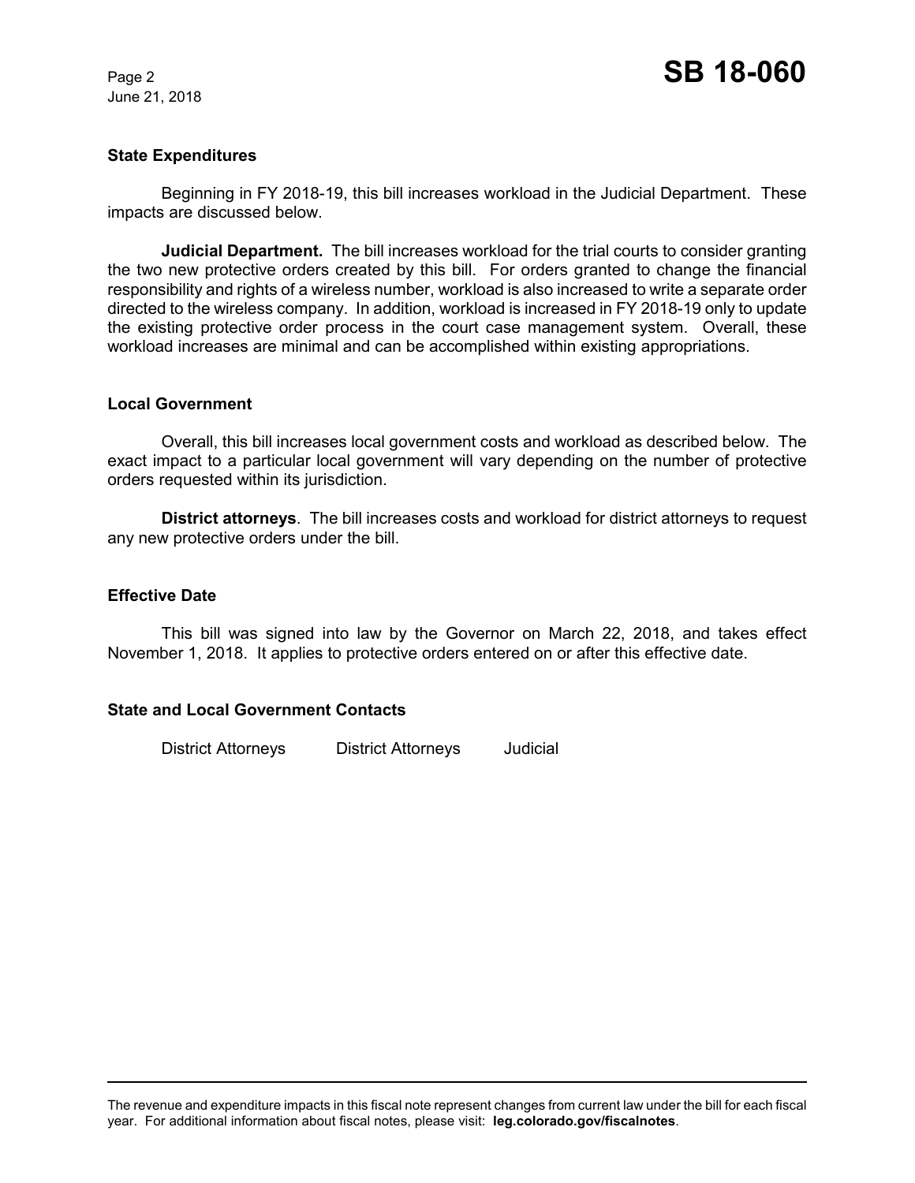## State Expenditures

Beginning in FY 2018-19, this bill increases workload in the Judicial Department. These impacts are discussed below.

**Judicial Department.** The bill increases workload for the trial courts to consider granting the two new protective orders created by this bill. For orders granted to change the financial responsibility and rights of a wireless number, workload is also increased to write a separate order directed to the wireless company. In addition, workload is increased in FY 2018-19 only to update the existing protective order process in the court case management system. Overall, these workload increases are minimal and can be accomplished within existing appropriations.

## Local Government

Overall, this bill increases local government costs and workload as described below. The exact impact to a particular local government will vary depending on the number of protective orders requested within its jurisdiction.

**District attorneys**. The bill increases costs and workload for district attorneys to request any new protective orders under the bill.

## Effective Date

This bill was signed into law by the Governor on March 22, 2018, and takes effect November 1, 2018. It applies to protective orders entered on or after this effective date.

## State and Local Government Contacts

District Attorneys     District Attorneys     Judicial

The revenue and expenditure impacts in this fiscal note represent changes from current law under the bill for each fiscal year. For additional information about fiscal notes, please visit: **leg.colorado.gov/fiscalnotes**.